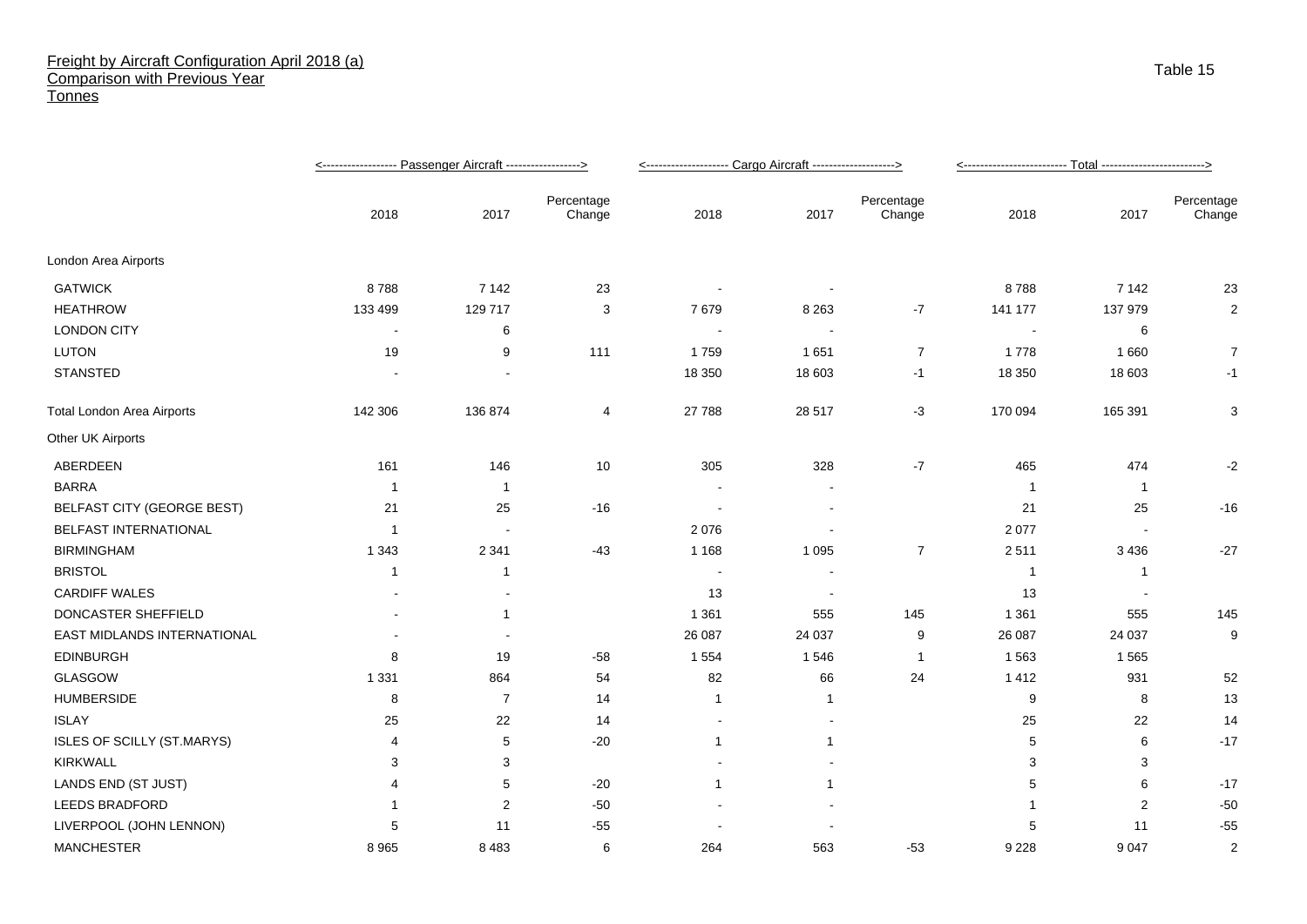## Freight by Aircraft Configuration April 2018 (a)
## Comparison with Previous Year
## Tonnes

Table 15

| | Passenger Aircraft | | | Cargo Aircraft | | | Total | | |
|---|---|---|---|---|---|---|---|---|---|
| | 2018 | 2017 | Percentage Change | 2018 | 2017 | Percentage Change | 2018 | 2017 | Percentage Change |
| London Area Airports | | | | | | | | | |
| GATWICK | 8 788 | 7 142 | 23 | - | - | | 8 788 | 7 142 | 23 |
| HEATHROW | 133 499 | 129 717 | 3 | 7 679 | 8 263 | -7 | 141 177 | 137 979 | 2 |
| LONDON CITY | - | 6 | | - | - | | - | 6 | |
| LUTON | 19 | 9 | 111 | 1 759 | 1 651 | 7 | 1 778 | 1 660 | 7 |
| STANSTED | - | - | | 18 350 | 18 603 | -1 | 18 350 | 18 603 | -1 |
| Total London Area Airports | 142 306 | 136 874 | 4 | 27 788 | 28 517 | -3 | 170 094 | 165 391 | 3 |
| Other UK Airports | | | | | | | | | |
| ABERDEEN | 161 | 146 | 10 | 305 | 328 | -7 | 465 | 474 | -2 |
| BARRA | 1 | 1 | | - | - | | 1 | 1 | |
| BELFAST CITY (GEORGE BEST) | 21 | 25 | -16 | - | - | | 21 | 25 | -16 |
| BELFAST INTERNATIONAL | 1 | - | | 2 076 | - | | 2 077 | - | |
| BIRMINGHAM | 1 343 | 2 341 | -43 | 1 168 | 1 095 | 7 | 2 511 | 3 436 | -27 |
| BRISTOL | 1 | 1 | | - | - | | 1 | 1 | |
| CARDIFF WALES | - | - | | 13 | - | | 13 | - | |
| DONCASTER SHEFFIELD | - | 1 | | 1 361 | 555 | 145 | 1 361 | 555 | 145 |
| EAST MIDLANDS INTERNATIONAL | - | - | | 26 087 | 24 037 | 9 | 26 087 | 24 037 | 9 |
| EDINBURGH | 8 | 19 | -58 | 1 554 | 1 546 | 1 | 1 563 | 1 565 | |
| GLASGOW | 1 331 | 864 | 54 | 82 | 66 | 24 | 1 412 | 931 | 52 |
| HUMBERSIDE | 8 | 7 | 14 | 1 | 1 | | 9 | 8 | 13 |
| ISLAY | 25 | 22 | 14 | - | - | | 25 | 22 | 14 |
| ISLES OF SCILLY (ST.MARYS) | 4 | 5 | -20 | 1 | 1 | | 5 | 6 | -17 |
| KIRKWALL | 3 | 3 | | - | - | | 3 | 3 | |
| LANDS END (ST JUST) | 4 | 5 | -20 | 1 | 1 | | 5 | 6 | -17 |
| LEEDS BRADFORD | 1 | 2 | -50 | - | - | | 1 | 2 | -50 |
| LIVERPOOL (JOHN LENNON) | 5 | 11 | -55 | - | - | | 5 | 11 | -55 |
| MANCHESTER | 8 965 | 8 483 | 6 | 264 | 563 | -53 | 9 228 | 9 047 | 2 |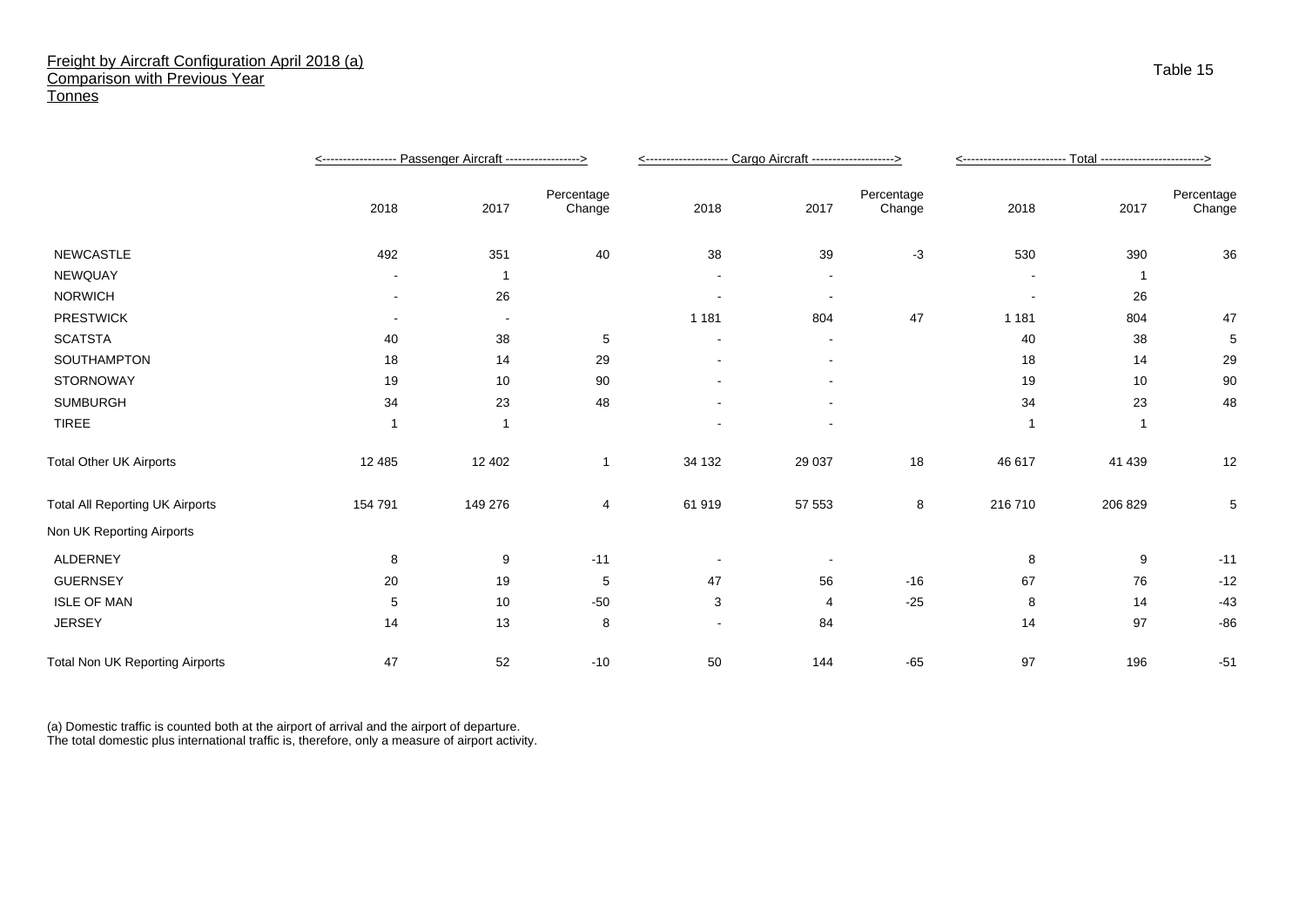Freight by Aircraft Configuration April 2018 (a)
Comparison with Previous Year
Tonnes

Table 15

| | Passenger Aircraft | | | Cargo Aircraft | | | Total | | |
|---|---|---|---|---|---|---|---|---|---|
| | 2018 | 2017 | Percentage Change | 2018 | 2017 | Percentage Change | 2018 | 2017 | Percentage Change |
| NEWCASTLE | 492 | 351 | 40 | 38 | 39 | -3 | 530 | 390 | 36 |
| NEWQUAY | - | 1 | | - | - | | - | 1 | |
| NORWICH | - | 26 | | - | - | | - | 26 | |
| PRESTWICK | - | - | | 1 181 | 804 | 47 | 1 181 | 804 | 47 |
| SCATSTA | 40 | 38 | 5 | - | - | | 40 | 38 | 5 |
| SOUTHAMPTON | 18 | 14 | 29 | - | - | | 18 | 14 | 29 |
| STORNOWAY | 19 | 10 | 90 | - | - | | 19 | 10 | 90 |
| SUMBURGH | 34 | 23 | 48 | - | - | | 34 | 23 | 48 |
| TIREE | 1 | 1 | | - | - | | 1 | 1 | |
| Total Other UK Airports | 12 485 | 12 402 | 1 | 34 132 | 29 037 | 18 | 46 617 | 41 439 | 12 |
| Total All Reporting UK Airports | 154 791 | 149 276 | 4 | 61 919 | 57 553 | 8 | 216 710 | 206 829 | 5 |
| Non UK Reporting Airports | | | | | | | | | |
| ALDERNEY | 8 | 9 | -11 | - | - | | 8 | 9 | -11 |
| GUERNSEY | 20 | 19 | 5 | 47 | 56 | -16 | 67 | 76 | -12 |
| ISLE OF MAN | 5 | 10 | -50 | 3 | 4 | -25 | 8 | 14 | -43 |
| JERSEY | 14 | 13 | 8 | - | 84 | | 14 | 97 | -86 |
| Total Non UK Reporting Airports | 47 | 52 | -10 | 50 | 144 | -65 | 97 | 196 | -51 |

(a) Domestic traffic is counted both at the airport of arrival and the airport of departure.
The total domestic plus international traffic is, therefore, only a measure of airport activity.